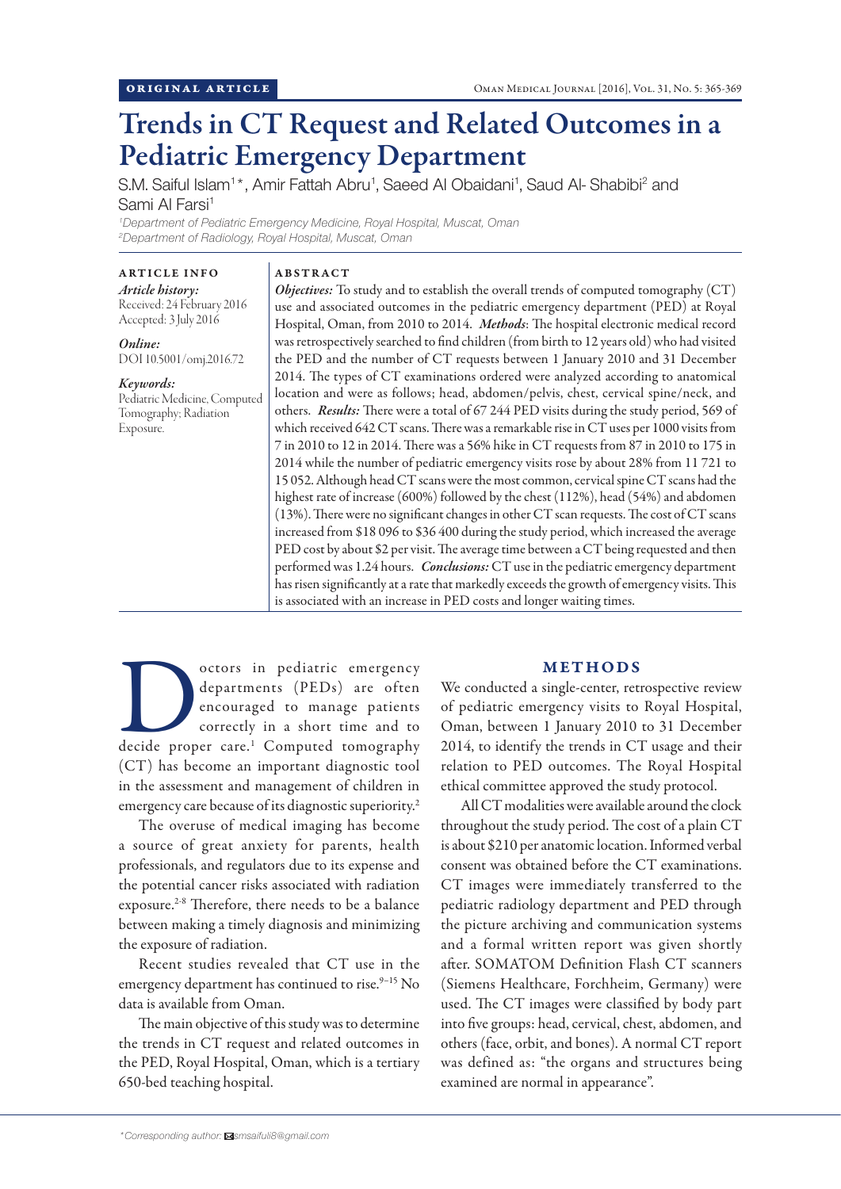ORIGINAL ARTICLE

# Trends in CT Request and Related Outcomes in a Pediatric Emergency Department

S.M. Saiful Islam[1]*, Amir Fattah Abru[1], Saeed Al Obaidani[1], Saud Al- Shabibi[2] and Sami Al Farsi[1]

[1]*Department of Pediatric Emergency Medicine, Royal Hospital, Muscat, Oman*
[2]*Department of Radiology, Royal Hospital, Muscat, Oman*

**ARTICLE INFO**

*Article history:*
Received: 24 February 2016
Accepted: 3 July 2016

*Online:*
DOI 10.5001/omj.2016.72

*Keywords:*
Pediatric Medicine, Computed Tomography; Radiation Exposure.

**ABSTRACT**

***Objectives:*** To study and to establish the overall trends of computed tomography (CT) use and associated outcomes in the pediatric emergency department (PED) at Royal Hospital, Oman, from 2010 to 2014. ***Methods***: The hospital electronic medical record was retrospectively searched to find children (from birth to 12 years old) who had visited the PED and the number of CT requests between 1 January 2010 and 31 December 2014. The types of CT examinations ordered were analyzed according to anatomical location and were as follows; head, abdomen/pelvis, chest, cervical spine/neck, and others. ***Results:*** There were a total of 67 244 PED visits during the study period, 569 of which received 642 CT scans. There was a remarkable rise in CT uses per 1000 visits from 7 in 2010 to 12 in 2014. There was a 56% hike in CT requests from 87 in 2010 to 175 in 2014 while the number of pediatric emergency visits rose by about 28% from 11 721 to 15 052. Although head CT scans were the most common, cervical spine CT scans had the highest rate of increase (600%) followed by the chest (112%), head (54%) and abdomen (13%). There were no significant changes in other CT scan requests. The cost of CT scans increased from $18 096 to $36 400 during the study period, which increased the average PED cost by about $2 per visit. The average time between a CT being requested and then performed was 1.24 hours. ***Conclusions:*** CT use in the pediatric emergency department has risen significantly at a rate that markedly exceeds the growth of emergency visits. This is associated with an increase in PED costs and longer waiting times.

Doctors in pediatric emergency departments (PEDs) are often encouraged to manage patients correctly in a short time and to decide proper care.[1] Computed tomography (CT) has become an important diagnostic tool in the assessment and management of children in emergency care because of its diagnostic superiority.[2]

The overuse of medical imaging has become a source of great anxiety for parents, health professionals, and regulators due to its expense and the potential cancer risks associated with radiation exposure.[2-8] Therefore, there needs to be a balance between making a timely diagnosis and minimizing the exposure of radiation.

Recent studies revealed that CT use in the emergency department has continued to rise.[9–15] No data is available from Oman.

The main objective of this study was to determine the trends in CT request and related outcomes in the PED, Royal Hospital, Oman, which is a tertiary 650-bed teaching hospital.

## METHODS

We conducted a single-center, retrospective review of pediatric emergency visits to Royal Hospital, Oman, between 1 January 2010 to 31 December 2014, to identify the trends in CT usage and their relation to PED outcomes. The Royal Hospital ethical committee approved the study protocol.

All CT modalities were available around the clock throughout the study period. The cost of a plain CT is about $210 per anatomic location. Informed verbal consent was obtained before the CT examinations. CT images were immediately transferred to the pediatric radiology department and PED through the picture archiving and communication systems and a formal written report was given shortly after. SOMATOM Definition Flash CT scanners (Siemens Healthcare, Forchheim, Germany) were used. The CT images were classified by body part into five groups: head, cervical, chest, abdomen, and others (face, orbit, and bones). A normal CT report was defined as: "the organs and structures being examined are normal in appearance".

*Corresponding author: smsaiful18@gmail.com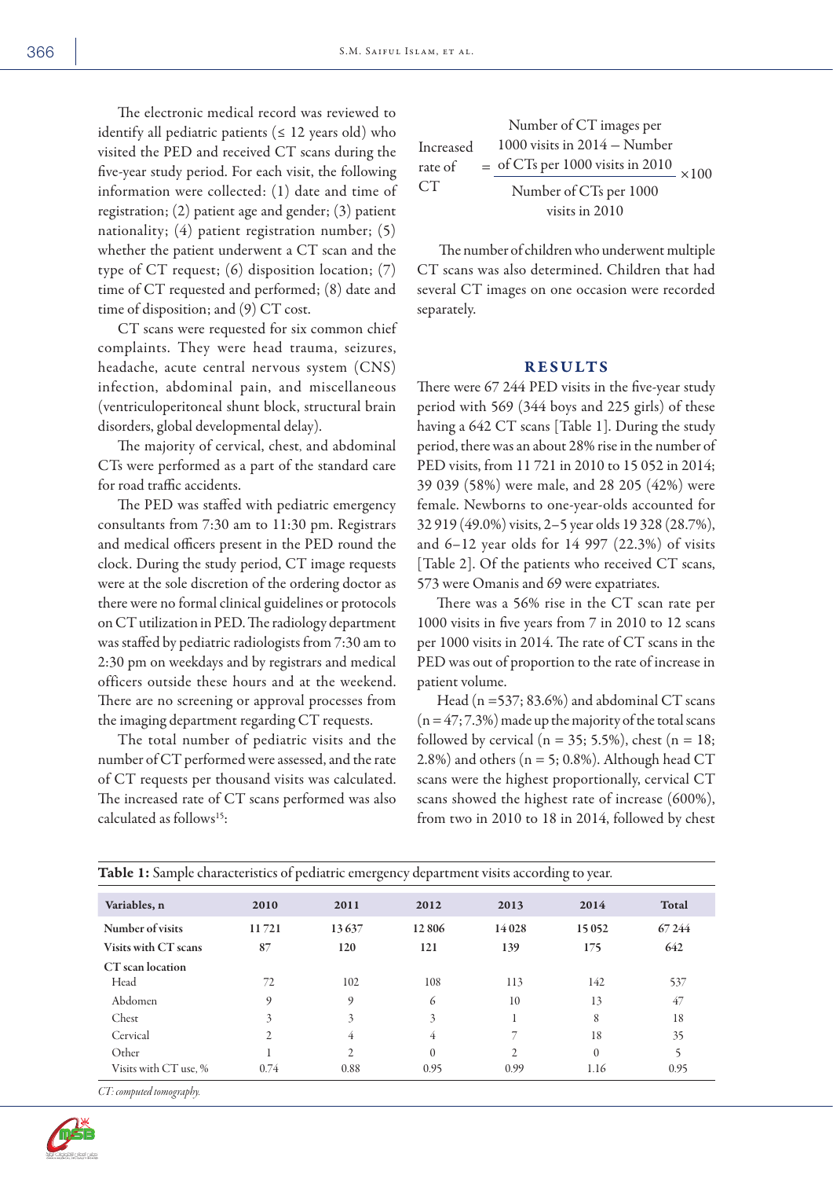The electronic medical record was reviewed to identify all pediatric patients (≤ 12 years old) who visited the PED and received CT scans during the five-year study period. For each visit, the following information were collected: (1) date and time of registration; (2) patient age and gender; (3) patient nationality; (4) patient registration number; (5) whether the patient underwent a CT scan and the type of CT request; (6) disposition location; (7) time of CT requested and performed; (8) date and time of disposition; and (9) CT cost.

CT scans were requested for six common chief complaints. They were head trauma, seizures, headache, acute central nervous system (CNS) infection, abdominal pain, and miscellaneous (ventriculoperitoneal shunt block, structural brain disorders, global developmental delay).

The majority of cervical, chest, and abdominal CTs were performed as a part of the standard care for road traffic accidents.

The PED was staffed with pediatric emergency consultants from 7:30 am to 11:30 pm. Registrars and medical officers present in the PED round the clock. During the study period, CT image requests were at the sole discretion of the ordering doctor as there were no formal clinical guidelines or protocols on CT utilization in PED. The radiology department was staffed by pediatric radiologists from 7:30 am to 2:30 pm on weekdays and by registrars and medical officers outside these hours and at the weekend. There are no screening or approval processes from the imaging department regarding CT requests.

The total number of pediatric visits and the number of CT performed were assessed, and the rate of CT requests per thousand visits was calculated. The increased rate of CT scans performed was also calculated as follows[15]:

$$\text{Increased rate of CT} = \frac{\text{Number of CT images per 1000 visits in 2014} - \text{Number of CTs per 1000 visits in 2010}}{\text{Number of CTs per 1000 visits in 2010}} \times 100$$

The number of children who underwent multiple CT scans was also determined. Children that had several CT images on one occasion were recorded separately.

## RESULTS

There were 67 244 PED visits in the five-year study period with 569 (344 boys and 225 girls) of these having a 642 CT scans [Table 1]. During the study period, there was an about 28% rise in the number of PED visits, from 11 721 in 2010 to 15 052 in 2014; 39 039 (58%) were male, and 28 205 (42%) were female. Newborns to one-year-olds accounted for 32 919 (49.0%) visits, 2–5 year olds 19 328 (28.7%), and 6–12 year olds for 14 997 (22.3%) of visits [Table 2]. Of the patients who received CT scans, 573 were Omanis and 69 were expatriates.

There was a 56% rise in the CT scan rate per 1000 visits in five years from 7 in 2010 to 12 scans per 1000 visits in 2014. The rate of CT scans in the PED was out of proportion to the rate of increase in patient volume.

Head (n =537; 83.6%) and abdominal CT scans (n = 47; 7.3%) made up the majority of the total scans followed by cervical (n = 35; 5.5%), chest (n = 18; 2.8%) and others (n = 5; 0.8%). Although head CT scans were the highest proportionally, cervical CT scans showed the highest rate of increase (600%), from two in 2010 to 18 in 2014, followed by chest

**Table 1:** Sample characteristics of pediatric emergency department visits according to year.

| Variables, n | 2010 | 2011 | 2012 | 2013 | 2014 | Total |
|---|---|---|---|---|---|---|
| **Number of visits** | 11 721 | 13 637 | 12 806 | 14 028 | 15 052 | 67 244 |
| **Visits with CT scans** | 87 | 120 | 121 | 139 | 175 | 642 |
| **CT scan location** | | | | | | |
| Head | 72 | 102 | 108 | 113 | 142 | 537 |
| Abdomen | 9 | 9 | 6 | 10 | 13 | 47 |
| Chest | 3 | 3 | 3 | 1 | 8 | 18 |
| Cervical | 2 | 4 | 4 | 7 | 18 | 35 |
| Other | 1 | 2 | 0 | 2 | 0 | 5 |
| Visits with CT use, % | 0.74 | 0.88 | 0.95 | 0.99 | 1.16 | 0.95 |

*CT: computed tomography.*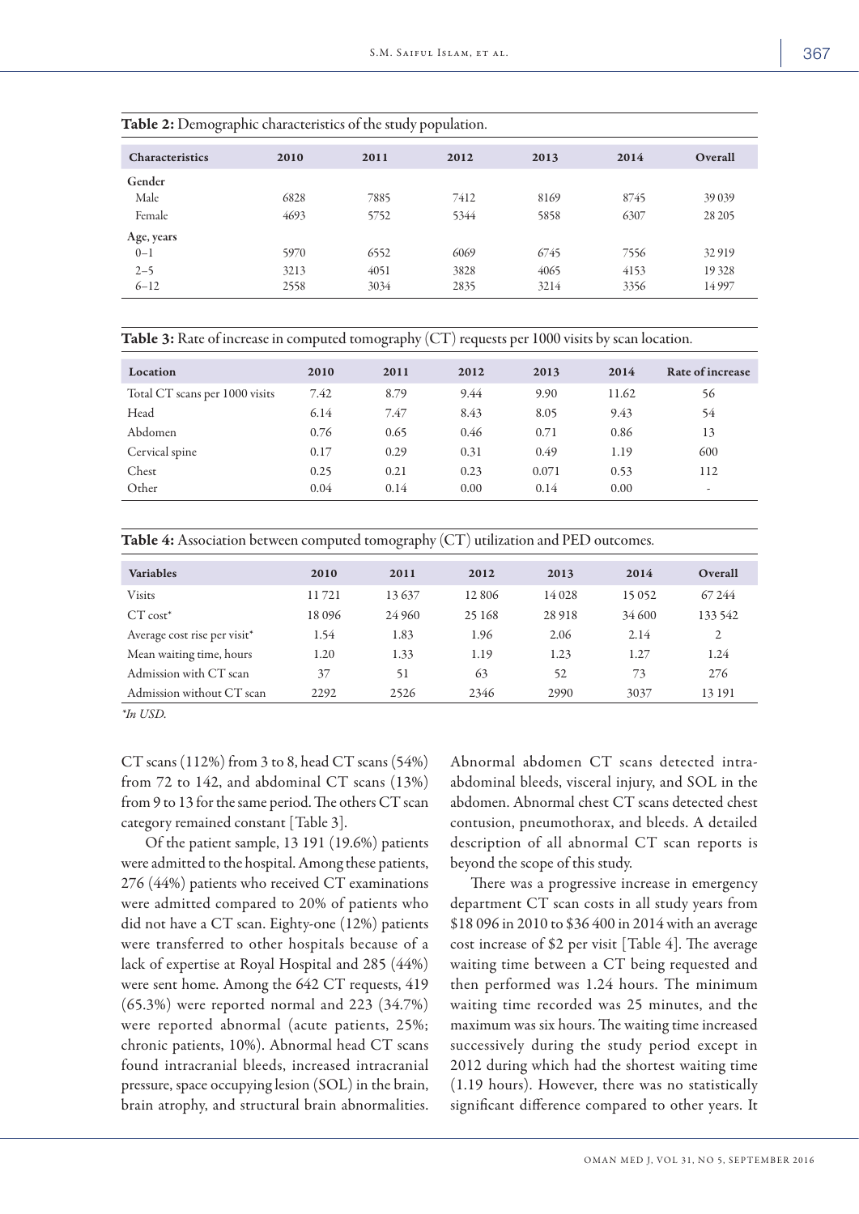**Table 2:** Demographic characteristics of the study population.

| Characteristics | 2010 | 2011 | 2012 | 2013 | 2014 | Overall |
|---|---|---|---|---|---|---|
| Gender | | | | | | |
| Male | 6828 | 7885 | 7412 | 8169 | 8745 | 39 039 |
| Female | 4693 | 5752 | 5344 | 5858 | 6307 | 28 205 |
| Age, years | | | | | | |
| 0–1 | 5970 | 6552 | 6069 | 6745 | 7556 | 32 919 |
| 2–5 | 3213 | 4051 | 3828 | 4065 | 4153 | 19 328 |
| 6–12 | 2558 | 3034 | 2835 | 3214 | 3356 | 14 997 |

**Table 3:** Rate of increase in computed tomography (CT) requests per 1000 visits by scan location.

| Location | 2010 | 2011 | 2012 | 2013 | 2014 | Rate of increase |
|---|---|---|---|---|---|---|
| Total CT scans per 1000 visits | 7.42 | 8.79 | 9.44 | 9.90 | 11.62 | 56 |
| Head | 6.14 | 7.47 | 8.43 | 8.05 | 9.43 | 54 |
| Abdomen | 0.76 | 0.65 | 0.46 | 0.71 | 0.86 | 13 |
| Cervical spine | 0.17 | 0.29 | 0.31 | 0.49 | 1.19 | 600 |
| Chest | 0.25 | 0.21 | 0.23 | 0.071 | 0.53 | 112 |
| Other | 0.04 | 0.14 | 0.00 | 0.14 | 0.00 | - |

**Table 4:** Association between computed tomography (CT) utilization and PED outcomes.

| Variables | 2010 | 2011 | 2012 | 2013 | 2014 | Overall |
|---|---|---|---|---|---|---|
| Visits | 11 721 | 13 637 | 12 806 | 14 028 | 15 052 | 67 244 |
| CT cost* | 18 096 | 24 960 | 25 168 | 28 918 | 34 600 | 133 542 |
| Average cost rise per visit* | 1.54 | 1.83 | 1.96 | 2.06 | 2.14 | 2 |
| Mean waiting time, hours | 1.20 | 1.33 | 1.19 | 1.23 | 1.27 | 1.24 |
| Admission with CT scan | 37 | 51 | 63 | 52 | 73 | 276 |
| Admission without CT scan | 2292 | 2526 | 2346 | 2990 | 3037 | 13 191 |

*In USD.

CT scans (112%) from 3 to 8, head CT scans (54%) from 72 to 142, and abdominal CT scans (13%) from 9 to 13 for the same period. The others CT scan category remained constant [Table 3].

Of the patient sample, 13 191 (19.6%) patients were admitted to the hospital. Among these patients, 276 (44%) patients who received CT examinations were admitted compared to 20% of patients who did not have a CT scan. Eighty-one (12%) patients were transferred to other hospitals because of a lack of expertise at Royal Hospital and 285 (44%) were sent home. Among the 642 CT requests, 419 (65.3%) were reported normal and 223 (34.7%) were reported abnormal (acute patients, 25%; chronic patients, 10%). Abnormal head CT scans found intracranial bleeds, increased intracranial pressure, space occupying lesion (SOL) in the brain, brain atrophy, and structural brain abnormalities. Abnormal abdomen CT scans detected intra-abdominal bleeds, visceral injury, and SOL in the abdomen. Abnormal chest CT scans detected chest contusion, pneumothorax, and bleeds. A detailed description of all abnormal CT scan reports is beyond the scope of this study.

There was a progressive increase in emergency department CT scan costs in all study years from $18 096 in 2010 to $36 400 in 2014 with an average cost increase of $2 per visit [Table 4]. The average waiting time between a CT being requested and then performed was 1.24 hours. The minimum waiting time recorded was 25 minutes, and the maximum was six hours. The waiting time increased successively during the study period except in 2012 during which had the shortest waiting time (1.19 hours). However, there was no statistically significant difference compared to other years. It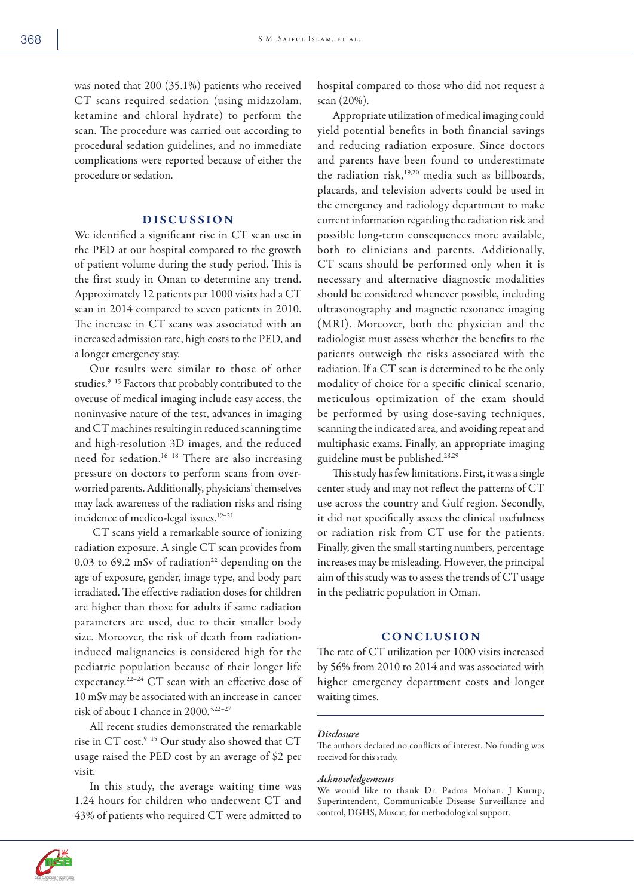was noted that 200 (35.1%) patients who received CT scans required sedation (using midazolam, ketamine and chloral hydrate) to perform the scan. The procedure was carried out according to procedural sedation guidelines, and no immediate complications were reported because of either the procedure or sedation.

## DISCUSSION

We identified a significant rise in CT scan use in the PED at our hospital compared to the growth of patient volume during the study period. This is the first study in Oman to determine any trend. Approximately 12 patients per 1000 visits had a CT scan in 2014 compared to seven patients in 2010. The increase in CT scans was associated with an increased admission rate, high costs to the PED, and a longer emergency stay.

Our results were similar to those of other studies.[9–15] Factors that probably contributed to the overuse of medical imaging include easy access, the noninvasive nature of the test, advances in imaging and CT machines resulting in reduced scanning time and high-resolution 3D images, and the reduced need for sedation.[16–18] There are also increasing pressure on doctors to perform scans from over-worried parents. Additionally, physicians' themselves may lack awareness of the radiation risks and rising incidence of medico-legal issues.[19–21]

CT scans yield a remarkable source of ionizing radiation exposure. A single CT scan provides from 0.03 to 69.2 mSv of radiation[22] depending on the age of exposure, gender, image type, and body part irradiated. The effective radiation doses for children are higher than those for adults if same radiation parameters are used, due to their smaller body size. Moreover, the risk of death from radiation-induced malignancies is considered high for the pediatric population because of their longer life expectancy.[22–24] CT scan with an effective dose of 10 mSv may be associated with an increase in cancer risk of about 1 chance in 2000.[3,22–27]

All recent studies demonstrated the remarkable rise in CT cost.[9–15] Our study also showed that CT usage raised the PED cost by an average of $2 per visit.

In this study, the average waiting time was 1.24 hours for children who underwent CT and 43% of patients who required CT were admitted to hospital compared to those who did not request a scan (20%).

Appropriate utilization of medical imaging could yield potential benefits in both financial savings and reducing radiation exposure. Since doctors and parents have been found to underestimate the radiation risk,[19,20] media such as billboards, placards, and television adverts could be used in the emergency and radiology department to make current information regarding the radiation risk and possible long-term consequences more available, both to clinicians and parents. Additionally, CT scans should be performed only when it is necessary and alternative diagnostic modalities should be considered whenever possible, including ultrasonography and magnetic resonance imaging (MRI). Moreover, both the physician and the radiologist must assess whether the benefits to the patients outweigh the risks associated with the radiation. If a CT scan is determined to be the only modality of choice for a specific clinical scenario, meticulous optimization of the exam should be performed by using dose-saving techniques, scanning the indicated area, and avoiding repeat and multiphasic exams. Finally, an appropriate imaging guideline must be published.[28,29]

This study has few limitations. First, it was a single center study and may not reflect the patterns of CT use across the country and Gulf region. Secondly, it did not specifically assess the clinical usefulness or radiation risk from CT use for the patients. Finally, given the small starting numbers, percentage increases may be misleading. However, the principal aim of this study was to assess the trends of CT usage in the pediatric population in Oman.

## CONCLUSION

The rate of CT utilization per 1000 visits increased by 56% from 2010 to 2014 and was associated with higher emergency department costs and longer waiting times.

### *Disclosure*

The authors declared no conflicts of interest. No funding was received for this study.

### *Acknowledgements*

We would like to thank Dr. Padma Mohan. J Kurup, Superintendent, Communicable Disease Surveillance and control, DGHS, Muscat, for methodological support.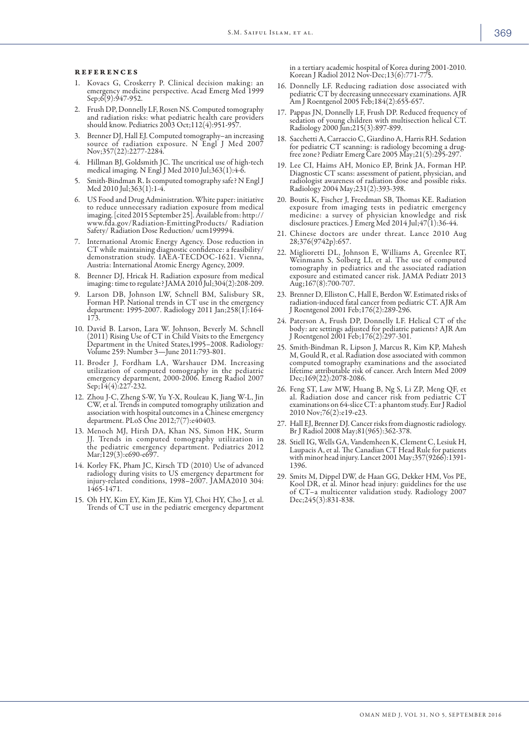## References

1. Kovacs G, Croskerry P. Clinical decision making: an emergency medicine perspective. Acad Emerg Med 1999 Sep;6(9):947-952.
2. Frush DP, Donnelly LF, Rosen NS. Computed tomography and radiation risks: what pediatric health care providers should know. Pediatrics 2003 Oct;112(4):951-957.
3. Brenner DJ, Hall EJ. Computed tomography–an increasing source of radiation exposure. N Engl J Med 2007 Nov;357(22):2277-2284.
4. Hillman BJ, Goldsmith JC. The uncritical use of high-tech medical imaging. N Engl J Med 2010 Jul;363(1):4-6.
5. Smith-Bindman R. Is computed tomography safe? N Engl J Med 2010 Jul;363(1):1-4.
6. US Food and Drug Administration. White paper: initiative to reduce unnecessary radiation exposure from medical imaging. [cited 2015 September 25]. Available from: http://www.fda.gov/Radiation-EmittingProducts/ Radiation Safety/ Radiation Dose Reduction/ ucm199994.
7. International Atomic Energy Agency. Dose reduction in CT while maintaining diagnostic confidence: a feasibility/demonstration study. IAEA-TECDOC-1621. Vienna, Austria: International Atomic Energy Agency, 2009.
8. Brenner DJ, Hricak H. Radiation exposure from medical imaging: time to regulate? JAMA 2010 Jul;304(2):208-209.
9. Larson DB, Johnson LW, Schnell BM, Salisbury SR, Forman HP. National trends in CT use in the emergency department: 1995-2007. Radiology 2011 Jan;258(1):164-173.
10. David B. Larson, Lara W. Johnson, Beverly M. Schnell (2011) Rising Use of CT in Child Visits to the Emergency Department in the United States,1995–2008. Radiology: Volume 259: Number 3—June 2011:793-801.
11. Broder J, Fordham LA, Warshauer DM. Increasing utilization of computed tomography in the pediatric emergency department, 2000-2006. Emerg Radiol 2007 Sep;14(4):227-232.
12. Zhou J-C, Zheng S-W, Yu Y-X, Rouleau K, Jiang W-L, Jin CW, et al. Trends in computed tomography utilization and association with hospital outcomes in a Chinese emergency department. PLoS One 2012;7(7):e40403.
13. Menoch MJ, Hirsh DA, Khan NS, Simon HK, Sturm JJ. Trends in computed tomography utilization in the pediatric emergency department. Pediatrics 2012 Mar;129(3):e690-e697.
14. Korley FK, Pham JC, Kirsch TD (2010) Use of advanced radiology during visits to US emergency department for injury-related conditions, 1998–2007. JAMA2010 304: 1465-1471.
15. Oh HY, Kim EY, Kim JE, Kim YJ, Choi HY, Cho J, et al. Trends of CT use in the pediatric emergency department in a tertiary academic hospital of Korea during 2001-2010. Korean J Radiol 2012 Nov-Dec;13(6):771-775.
16. Donnelly LF. Reducing radiation dose associated with pediatric CT by decreasing unnecessary examinations. AJR Am J Roentgenol 2005 Feb;184(2):655-657.
17. Pappas JN, Donnelly LF, Frush DP. Reduced frequency of sedation of young children with multisection helical CT. Radiology 2000 Jun;215(3):897-899.
18. Sacchetti A, Carraccio C, Giardino A, Harris RH. Sedation for pediatric CT scanning: is radiology becoming a drug-free zone? Pediatr Emerg Care 2005 May;21(5):295-297.
19. Lee CI, Haims AH, Monico EP, Brink JA, Forman HP. Diagnostic CT scans: assessment of patient, physician, and radiologist awareness of radiation dose and possible risks. Radiology 2004 May;231(2):393-398.
20. Boutis K, Fischer J, Freedman SB, Thomas KE. Radiation exposure from imaging tests in pediatric emergency medicine: a survey of physician knowledge and risk disclosure practices. J Emerg Med 2014 Jul;47(1):36-44.
21. Chinese doctors are under threat. Lance 2010 Aug 28;376(9742p):657.
22. Miglioretti DL, Johnson E, Williams A, Greenlee RT, Weinmann S, Solberg LI, et al. The use of computed tomography in pediatrics and the associated radiation exposure and estimated cancer risk. JAMA Pediatr 2013 Aug;167(8):700-707.
23. Brenner D, Elliston C, Hall E, Berdon W. Estimated risks of radiation-induced fatal cancer from pediatric CT. AJR Am J Roentgenol 2001 Feb;176(2):289-296.
24. Paterson A, Frush DP, Donnelly LF. Helical CT of the body: are settings adjusted for pediatric patients? AJR Am J Roentgenol 2001 Feb;176(2):297-301.
25. Smith-Bindman R, Lipson J, Marcus R, Kim KP, Mahesh M, Gould R, et al. Radiation dose associated with common computed tomography examinations and the associated lifetime attributable risk of cancer. Arch Intern Med 2009 Dec;169(22):2078-2086.
26. Feng ST, Law MW, Huang B, Ng S, Li ZP, Meng QF, et al. Radiation dose and cancer risk from pediatric CT examinations on 64-slice CT: a phantom study. Eur J Radiol 2010 Nov;76(2):e19-e23.
27. Hall EJ, Brenner DJ. Cancer risks from diagnostic radiology. Br J Radiol 2008 May;81(965):362-378.
28. Stiell IG, Wells GA, Vandemheen K, Clement C, Lesiuk H, Laupacis A, et al. The Canadian CT Head Rule for patients with minor head injury. Lancet 2001 May;357(9266):1391-1396.
29. Smits M, Dippel DW, de Haan GG, Dekker HM, Vos PE, Kool DR, et al. Minor head injury: guidelines for the use of CT–a multicenter validation study. Radiology 2007 Dec;245(3):831-838.